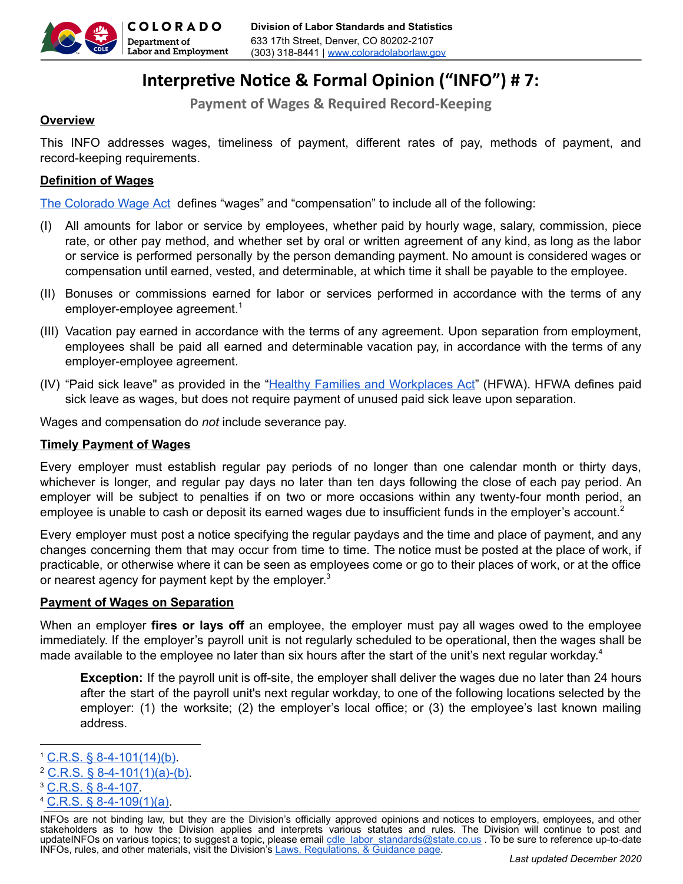COLORADO
Department of Labor and Employment

Division of Labor Standards and Statistics
633 17th Street, Denver, CO 80202-2107
(303) 318-8441 | www.coloradolaborlaw.gov

# Interpretive Notice & Formal Opinion ("INFO") # 7:

## Payment of Wages & Required Record-Keeping

**Overview**

This INFO addresses wages, timeliness of payment, different rates of pay, methods of payment, and record-keeping requirements.

**Definition of Wages**

The Colorado Wage Act defines "wages" and "compensation" to include all of the following:

(I) All amounts for labor or service by employees, whether paid by hourly wage, salary, commission, piece rate, or other pay method, and whether set by oral or written agreement of any kind, as long as the labor or service is performed personally by the person demanding payment. No amount is considered wages or compensation until earned, vested, and determinable, at which time it shall be payable to the employee.

(II) Bonuses or commissions earned for labor or services performed in accordance with the terms of any employer-employee agreement.[1]

(III) Vacation pay earned in accordance with the terms of any agreement. Upon separation from employment, employees shall be paid all earned and determinable vacation pay, in accordance with the terms of any employer-employee agreement.

(IV) "Paid sick leave" as provided in the "Healthy Families and Workplaces Act" (HFWA). HFWA defines paid sick leave as wages, but does not require payment of unused paid sick leave upon separation.

Wages and compensation do *not* include severance pay.

**Timely Payment of Wages**

Every employer must establish regular pay periods of no longer than one calendar month or thirty days, whichever is longer, and regular pay days no later than ten days following the close of each pay period. An employer will be subject to penalties if on two or more occasions within any twenty-four month period, an employee is unable to cash or deposit its earned wages due to insufficient funds in the employer's account.[2]

Every employer must post a notice specifying the regular paydays and the time and place of payment, and any changes concerning them that may occur from time to time. The notice must be posted at the place of work, if practicable, or otherwise where it can be seen as employees come or go to their places of work, or at the office or nearest agency for payment kept by the employer.[3]

**Payment of Wages on Separation**

When an employer **fires or lays off** an employee, the employer must pay all wages owed to the employee immediately. If the employer's payroll unit is not regularly scheduled to be operational, then the wages shall be made available to the employee no later than six hours after the start of the unit's next regular workday.[4]

> **Exception:** If the payroll unit is off-site, the employer shall deliver the wages due no later than 24 hours after the start of the payroll unit's next regular workday, to one of the following locations selected by the employer: (1) the worksite; (2) the employer's local office; or (3) the employee's last known mailing address.

---

[1] C.R.S. § 8-4-101(14)(b).
[2] C.R.S. § 8-4-101(1)(a)-(b).
[3] C.R.S. § 8-4-107.
[4] C.R.S. § 8-4-109(1)(a).

INFOs are not binding law, but they are the Division's officially approved opinions and notices to employers, employees, and other stakeholders as to how the Division applies and interprets various statutes and rules. The Division will continue to post and updateINFOs on various topics; to suggest a topic, please email cdle_labor_standards@state.co.us . To be sure to reference up-to-date INFOs, rules, and other materials, visit the Division's Laws, Regulations, & Guidance page.

*Last updated December 2020*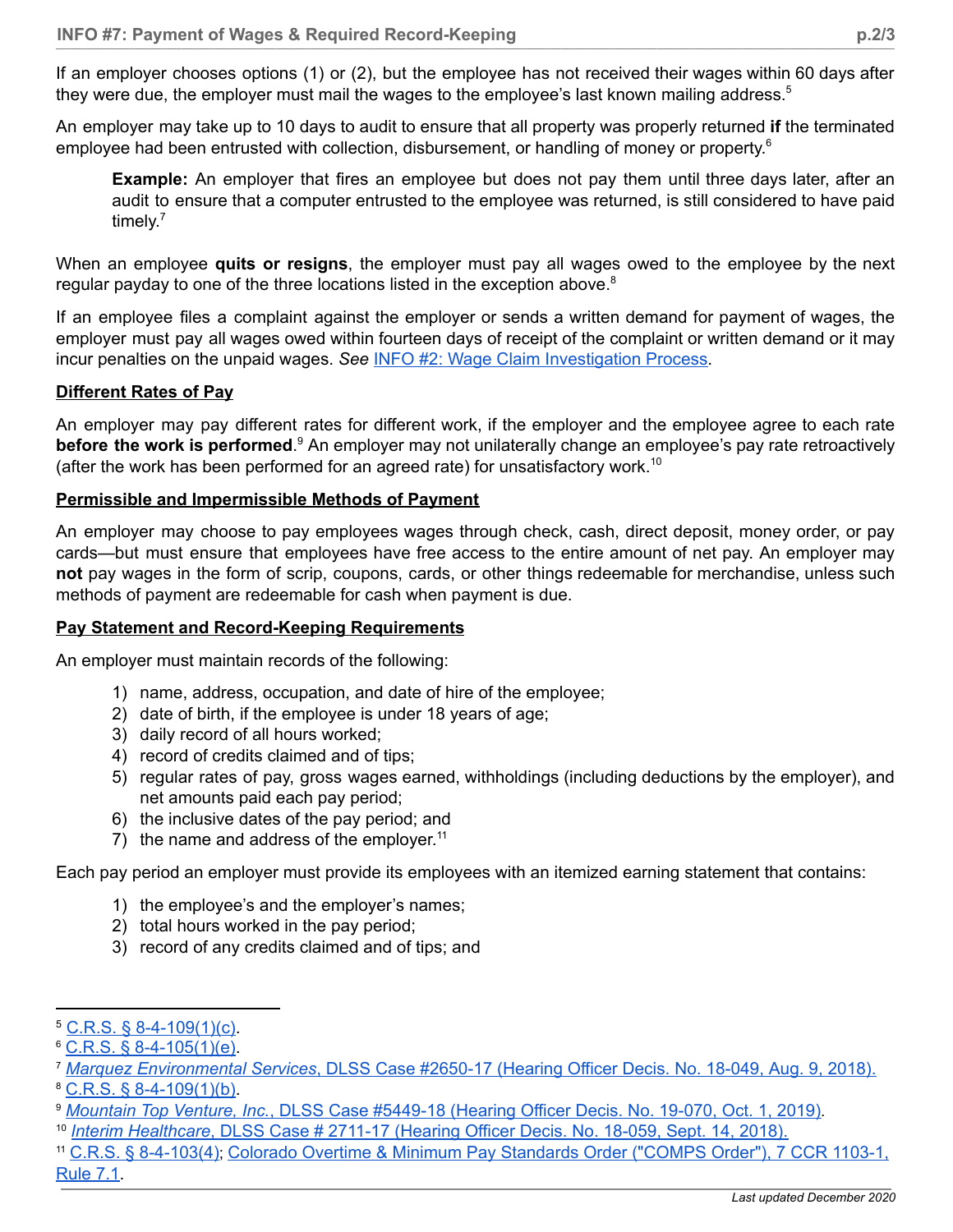If an employer chooses options (1) or (2), but the employee has not received their wages within 60 days after they were due, the employer must mail the wages to the employee's last known mailing address.[5]

An employer may take up to 10 days to audit to ensure that all property was properly returned **if** the terminated employee had been entrusted with collection, disbursement, or handling of money or property.[6]

> **Example:** An employer that fires an employee but does not pay them until three days later, after an audit to ensure that a computer entrusted to the employee was returned, is still considered to have paid timely.[7]

When an employee **quits or resigns**, the employer must pay all wages owed to the employee by the next regular payday to one of the three locations listed in the exception above.[8]

If an employee files a complaint against the employer or sends a written demand for payment of wages, the employer must pay all wages owed within fourteen days of receipt of the complaint or written demand or it may incur penalties on the unpaid wages. *See* INFO #2: Wage Claim Investigation Process.

**Different Rates of Pay**

An employer may pay different rates for different work, if the employer and the employee agree to each rate **before the work is performed**.[9] An employer may not unilaterally change an employee's pay rate retroactively (after the work has been performed for an agreed rate) for unsatisfactory work.[10]

**Permissible and Impermissible Methods of Payment**

An employer may choose to pay employees wages through check, cash, direct deposit, money order, or pay cards—but must ensure that employees have free access to the entire amount of net pay. An employer may **not** pay wages in the form of scrip, coupons, cards, or other things redeemable for merchandise, unless such methods of payment are redeemable for cash when payment is due.

**Pay Statement and Record-Keeping Requirements**

An employer must maintain records of the following:

1) name, address, occupation, and date of hire of the employee;
2) date of birth, if the employee is under 18 years of age;
3) daily record of all hours worked;
4) record of credits claimed and of tips;
5) regular rates of pay, gross wages earned, withholdings (including deductions by the employer), and net amounts paid each pay period;
6) the inclusive dates of the pay period; and
7) the name and address of the employer.[11]

Each pay period an employer must provide its employees with an itemized earning statement that contains:

1) the employee's and the employer's names;
2) total hours worked in the pay period;
3) record of any credits claimed and of tips; and

---

[5] C.R.S. § 8-4-109(1)(c).

[6] C.R.S. § 8-4-105(1)(e).

[7] *Marquez Environmental Services*, DLSS Case #2650-17 (Hearing Officer Decis. No. 18-049, Aug. 9, 2018).

[8] C.R.S. § 8-4-109(1)(b).

[9] *Mountain Top Venture, Inc.*, DLSS Case #5449-18 (Hearing Officer Decis. No. 19-070, Oct. 1, 2019).

[10] *Interim Healthcare*, DLSS Case # 2711-17 (Hearing Officer Decis. No. 18-059, Sept. 14, 2018).

[11] C.R.S. § 8-4-103(4); Colorado Overtime & Minimum Pay Standards Order ("COMPS Order"), 7 CCR 1103-1, Rule 7.1.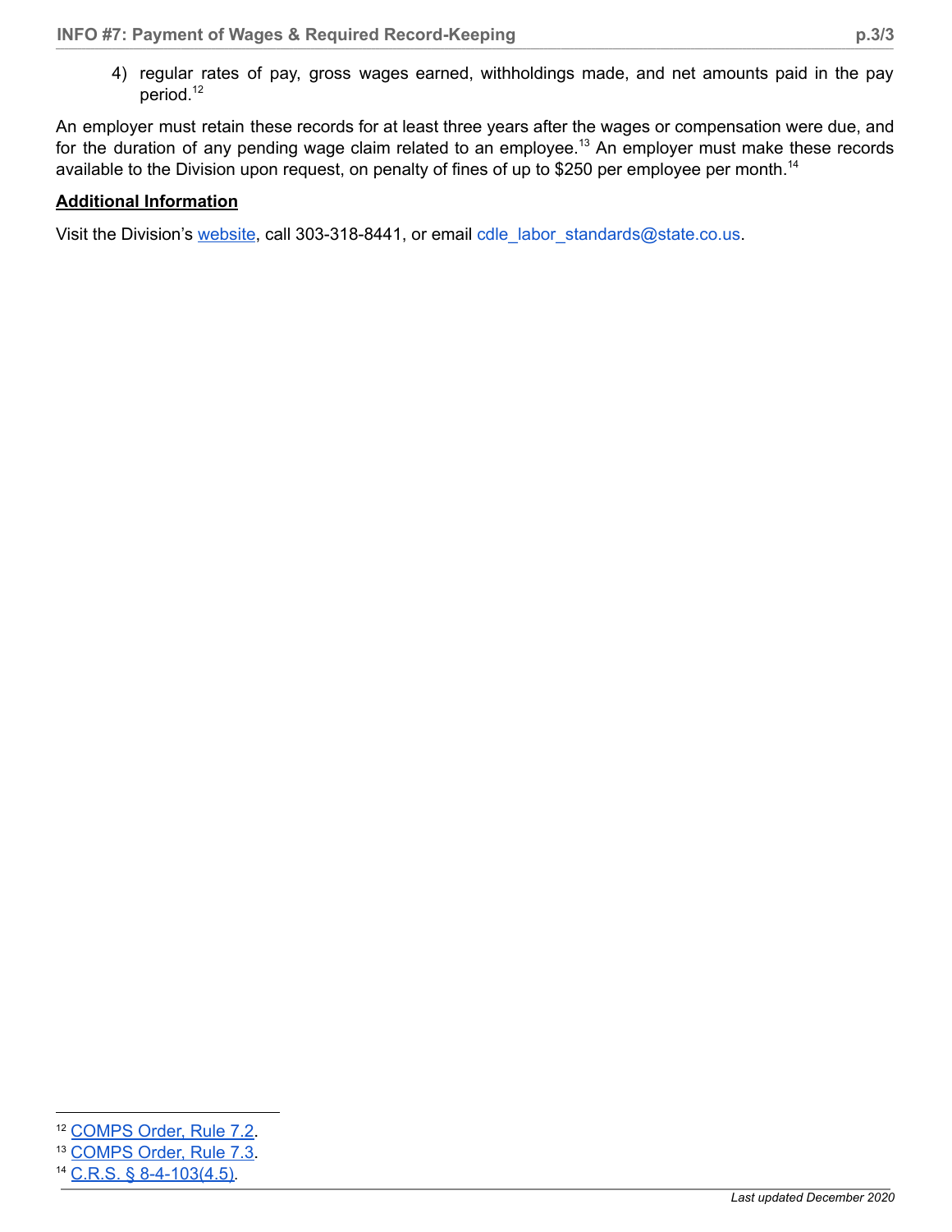4) regular rates of pay, gross wages earned, withholdings made, and net amounts paid in the pay period.[12]

An employer must retain these records for at least three years after the wages or compensation were due, and for the duration of any pending wage claim related to an employee.[13] An employer must make these records available to the Division upon request, on penalty of fines of up to $250 per employee per month.[14]

**Additional Information**

Visit the Division's website, call 303-318-8441, or email cdle_labor_standards@state.co.us.

---

[12] COMPS Order, Rule 7.2.

[13] COMPS Order, Rule 7.3.

[14] C.R.S. § 8-4-103(4.5).

*Last updated December 2020*